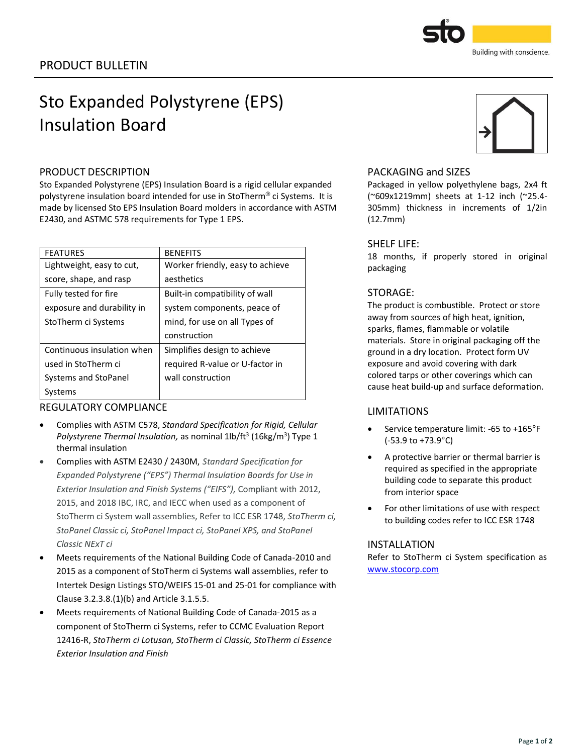PRODUCT BULLETIN

# Sto Expanded Polystyrene (EPS) Insulation Board

## PRODUCT DESCRIPTION

Sto Expanded Polystyrene (EPS) Insulation Board is a rigid cellular expanded polystyrene insulation board intended for use in StoTherm® ci Systems. It is made by licensed Sto EPS Insulation Board molders in accordance with ASTM E2430, and ASTMC 578 requirements for Type 1 EPS.

| FEATURES | BENEFITS |
|---|---|
| Lightweight, easy to cut, score, shape, and rasp | Worker friendly, easy to achieve aesthetics |
| Fully tested for fire exposure and durability in StoTherm ci Systems | Built-in compatibility of wall system components, peace of mind, for use on all Types of construction |
| Continuous insulation when used in StoTherm ci Systems and StoPanel Systems | Simplifies design to achieve required R-value or U-factor in wall construction |

## REGULATORY COMPLIANCE

- Complies with ASTM C578, *Standard Specification for Rigid, Cellular Polystyrene Thermal Insulation,* as nominal 1lb/ft$^3$ (16kg/m$^3$) Type 1 thermal insulation
- Complies with ASTM E2430 / 2430M, *Standard Specification for Expanded Polystyrene ("EPS") Thermal Insulation Boards for Use in Exterior Insulation and Finish Systems ("EIFS"),* Compliant with 2012, 2015, and 2018 IBC, IRC, and IECC when used as a component of StoTherm ci System wall assemblies, Refer to ICC ESR 1748, *StoTherm ci, StoPanel Classic ci, StoPanel Impact ci, StoPanel XPS, and StoPanel Classic NExT ci*
- Meets requirements of the National Building Code of Canada-2010 and 2015 as a component of StoTherm ci Systems wall assemblies, refer to Intertek Design Listings STO/WEIFS 15-01 and 25-01 for compliance with Clause 3.2.3.8.(1)(b) and Article 3.1.5.5.
- Meets requirements of National Building Code of Canada-2015 as a component of StoTherm ci Systems, refer to CCMC Evaluation Report 12416-R, *StoTherm ci Lotusan, StoTherm ci Classic, StoTherm ci Essence Exterior Insulation and Finish*

## PACKAGING and SIZES

Packaged in yellow polyethylene bags, 2x4 ft (~609x1219mm) sheets at 1-12 inch (~25.4-305mm) thickness in increments of 1/2in (12.7mm)

## SHELF LIFE:

18 months, if properly stored in original packaging

## STORAGE:

The product is combustible. Protect or store away from sources of high heat, ignition, sparks, flames, flammable or volatile materials. Store in original packaging off the ground in a dry location. Protect form UV exposure and avoid covering with dark colored tarps or other coverings which can cause heat build-up and surface deformation.

## LIMITATIONS

- Service temperature limit: -65 to +165°F (-53.9 to +73.9°C)
- A protective barrier or thermal barrier is required as specified in the appropriate building code to separate this product from interior space
- For other limitations of use with respect to building codes refer to ICC ESR 1748

## INSTALLATION

Refer to StoTherm ci System specification as www.stocorp.com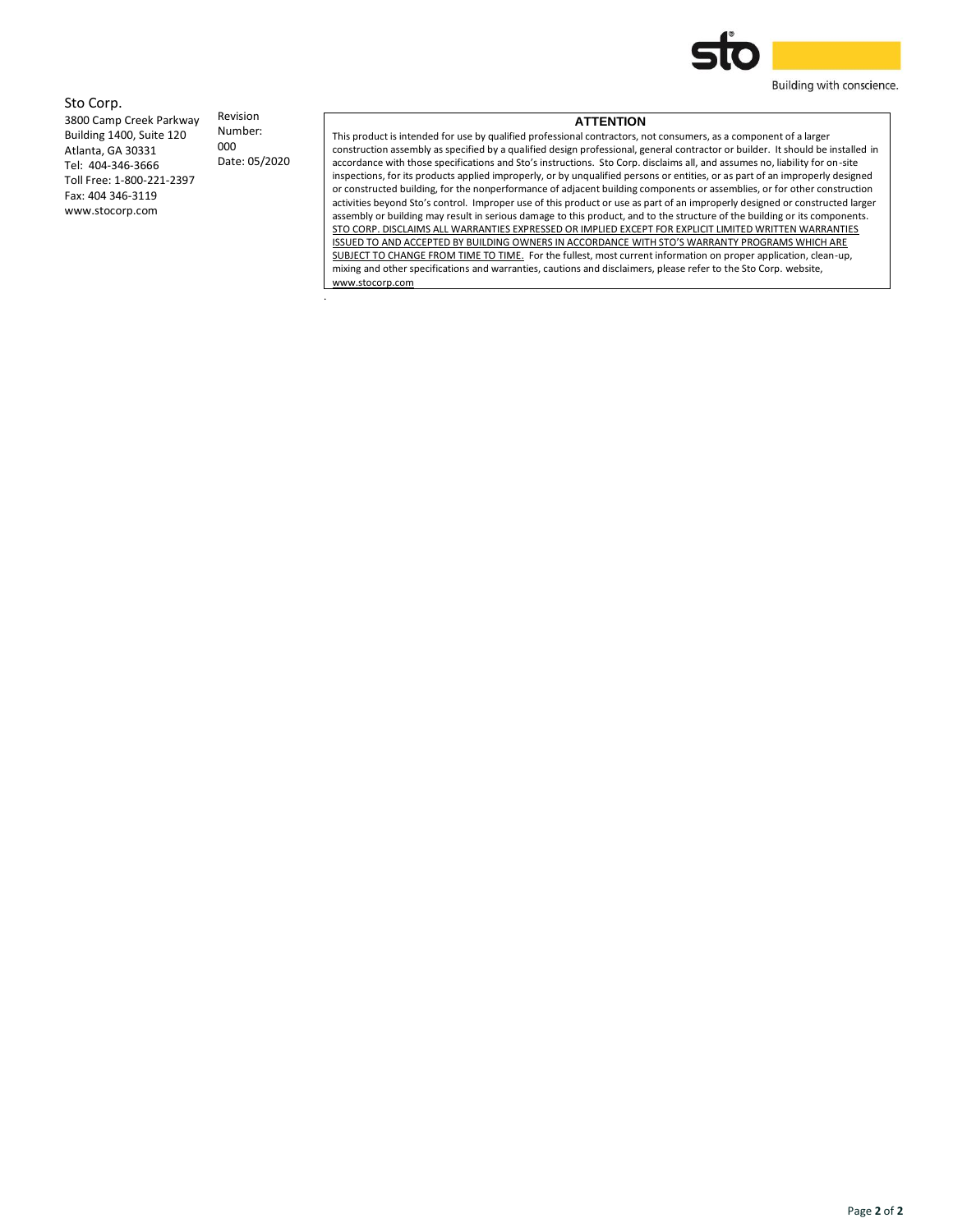Building with conscience.

Sto Corp.
3800 Camp Creek Parkway
Building 1400, Suite 120
Atlanta, GA 30331
Tel: 404-346-3666
Toll Free: 1-800-221-2397
Fax: 404 346-3119
www.stocorp.com

Revision Number:
000
Date: 05/2020

**ATTENTION**

This product is intended for use by qualified professional contractors, not consumers, as a component of a larger construction assembly as specified by a qualified design professional, general contractor or builder. It should be installed in accordance with those specifications and Sto's instructions. Sto Corp. disclaims all, and assumes no, liability for on-site inspections, for its products applied improperly, or by unqualified persons or entities, or as part of an improperly designed or constructed building, for the nonperformance of adjacent building components or assemblies, or for other construction activities beyond Sto's control. Improper use of this product or use as part of an improperly designed or constructed larger assembly or building may result in serious damage to this product, and to the structure of the building or its components. STO CORP. DISCLAIMS ALL WARRANTIES EXPRESSED OR IMPLIED EXCEPT FOR EXPLICIT LIMITED WRITTEN WARRANTIES ISSUED TO AND ACCEPTED BY BUILDING OWNERS IN ACCORDANCE WITH STO'S WARRANTY PROGRAMS WHICH ARE SUBJECT TO CHANGE FROM TIME TO TIME. For the fullest, most current information on proper application, clean-up, mixing and other specifications and warranties, cautions and disclaimers, please refer to the Sto Corp. website, www.stocorp.com